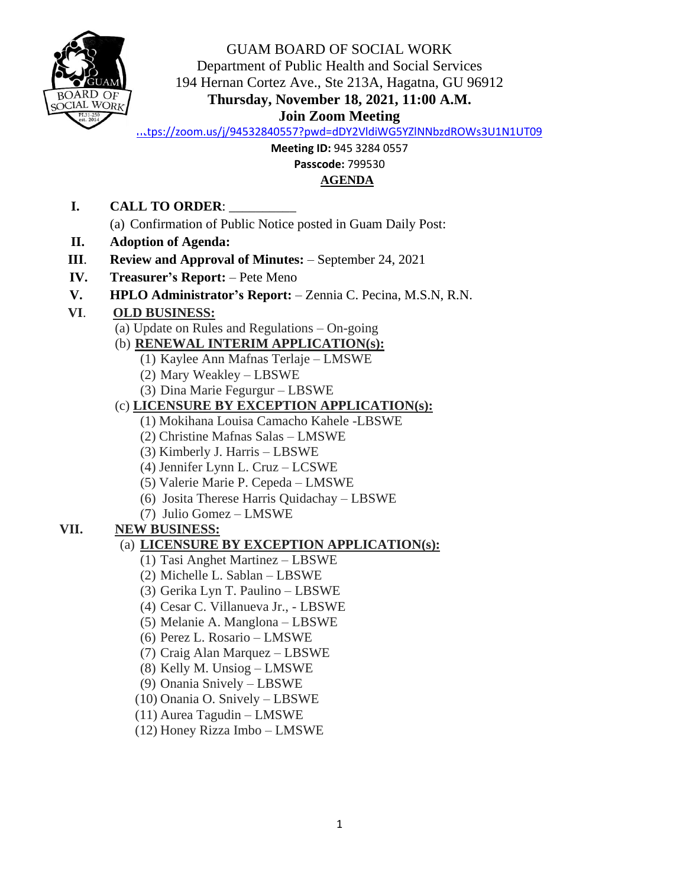# GUAM BOARD OF SOCIAL WORK

Department of Public Health and Social Services
194 Hernan Cortez Ave., Ste 213A, Hagatna, GU 96912
**Thursday, November 18, 2021, 11:00 A.M.**
**Join Zoom Meeting**
https://zoom.us/j/94532840557?pwd=dDY2VldiWG5YZlNNbzdROWs3U1N1UT09
**Meeting ID:** 945 3284 0557
**Passcode:** 799530

**AGENDA**

**I. CALL TO ORDER**: __________

(a) Confirmation of Public Notice posted in Guam Daily Post:

**II. Adoption of Agenda:**

**III. Review and Approval of Minutes:** – September 24, 2021

**IV. Treasurer's Report:** – Pete Meno

**V. HPLO Administrator's Report:** – Zennia C. Pecina, M.S.N, R.N.

**VI. OLD BUSINESS:**

(a) Update on Rules and Regulations – On-going

(b) **RENEWAL INTERIM APPLICATION(s):**

(1) Kaylee Ann Mafnas Terlaje – LMSWE
(2) Mary Weakley – LBSWE
(3) Dina Marie Fegurgur – LBSWE

(c) **LICENSURE BY EXCEPTION APPLICATION(s):**

(1) Mokihana Louisa Camacho Kahele -LBSWE
(2) Christine Mafnas Salas – LMSWE
(3) Kimberly J. Harris – LBSWE
(4) Jennifer Lynn L. Cruz – LCSWE
(5) Valerie Marie P. Cepeda – LMSWE
(6) Josita Therese Harris Quidachay – LBSWE
(7) Julio Gomez – LMSWE

**VII. NEW BUSINESS:**

(a) **LICENSURE BY EXCEPTION APPLICATION(s):**

(1) Tasi Anghet Martinez – LBSWE
(2) Michelle L. Sablan – LBSWE
(3) Gerika Lyn T. Paulino – LBSWE
(4) Cesar C. Villanueva Jr., - LBSWE
(5) Melanie A. Manglona – LBSWE
(6) Perez L. Rosario – LMSWE
(7) Craig Alan Marquez – LBSWE
(8) Kelly M. Unsiog – LMSWE
(9) Onania Snively – LBSWE
(10) Onania O. Snively – LBSWE
(11) Aurea Tagudin – LMSWE
(12) Honey Rizza Imbo – LMSWE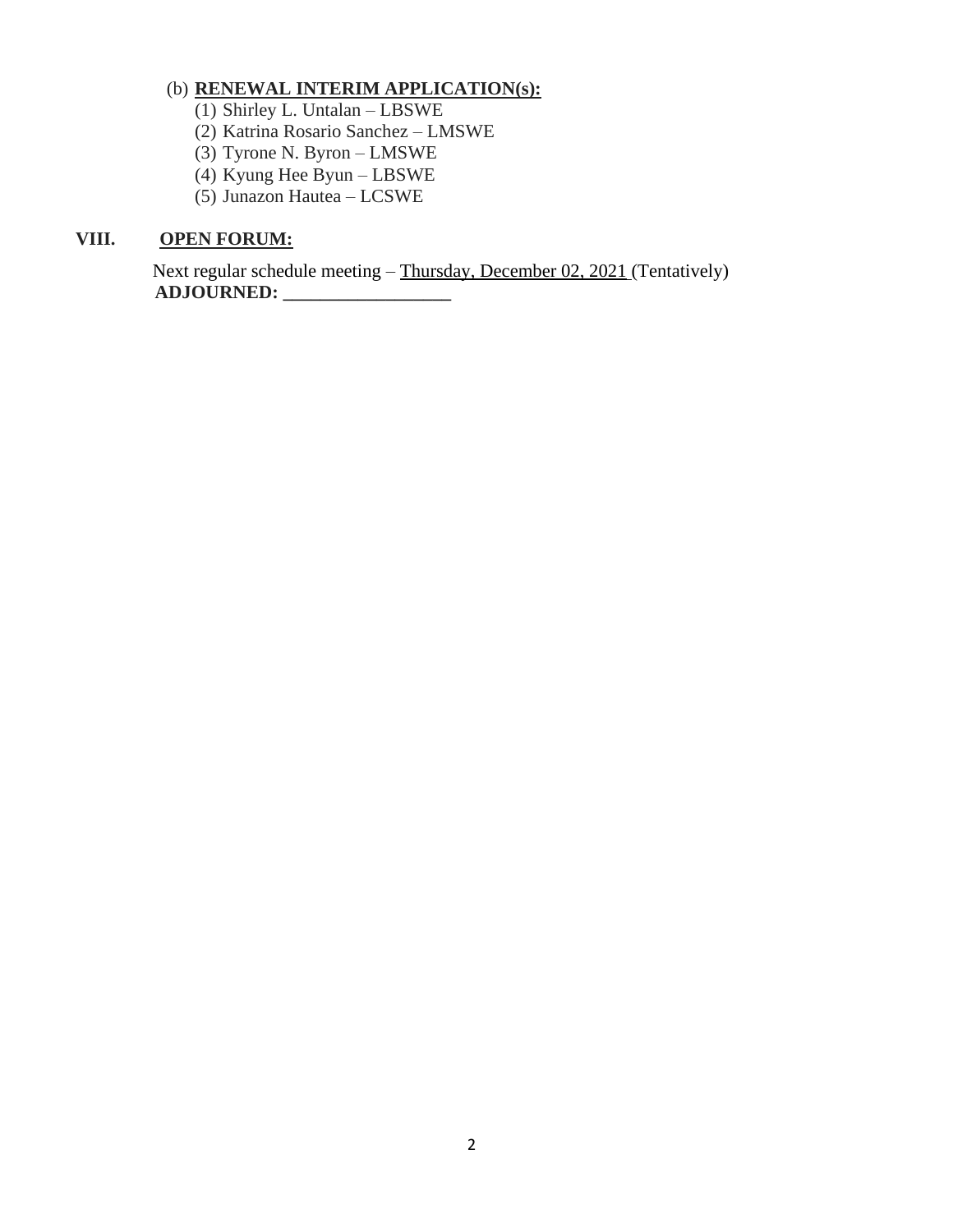(b) **RENEWAL INTERIM APPLICATION(s):**

(1) Shirley L. Untalan – LBSWE
(2) Katrina Rosario Sanchez – LMSWE
(3) Tyrone N. Byron – LMSWE
(4) Kyung Hee Byun – LBSWE
(5) Junazon Hautea – LCSWE

## VIII. OPEN FORUM:

Next regular schedule meeting – Thursday, December 02, 2021 (Tentatively)

**ADJOURNED: \_\_\_\_\_\_\_\_\_\_\_\_\_\_\_\_\_\_\_\_**